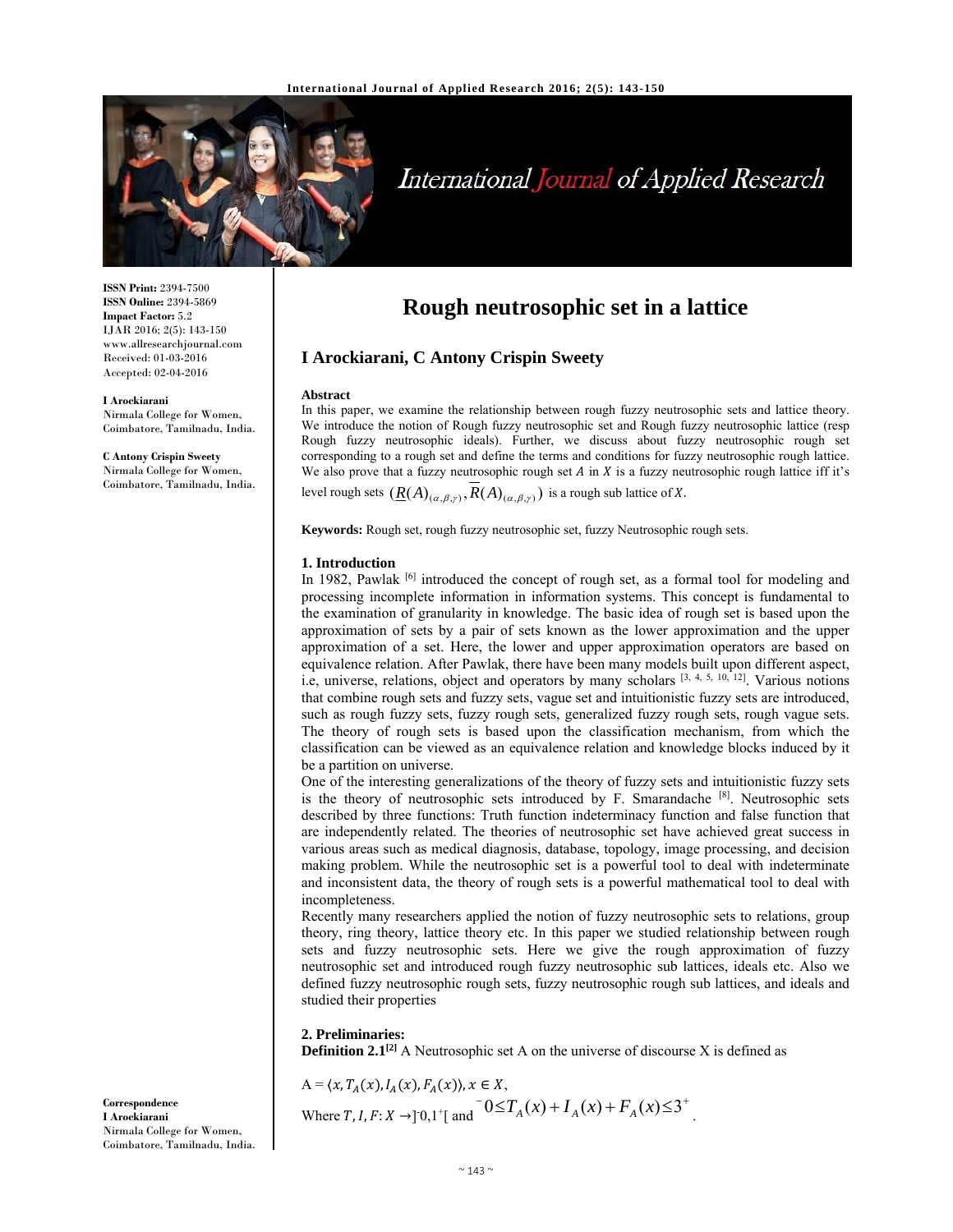ISSN Print: 2394-7500
ISSN Online: 2394-5869
Impact Factor: 5.2
IJAR 2016; 2(5): 143-150
www.allresearchjournal.com
Received: 01-03-2016
Accepted: 02-04-2016

**I Arockiarani**
Nirmala College for Women, Coimbatore, Tamilnadu, India.

**C Antony Crispin Sweety**
Nirmala College for Women, Coimbatore, Tamilnadu, India.

**Correspondence**
**I Arockiarani**
Nirmala College for Women, Coimbatore, Tamilnadu, India.

# Rough neutrosophic set in a lattice

## I Arockiarani, C Antony Crispin Sweety

**Abstract**
In this paper, we examine the relationship between rough fuzzy neutrosophic sets and lattice theory. We introduce the notion of Rough fuzzy neutrosophic set and Rough fuzzy neutrosophic lattice (resp Rough fuzzy neutrosophic ideals). Further, we discuss about fuzzy neutrosophic rough set corresponding to a rough set and define the terms and conditions for fuzzy neutrosophic rough lattice. We also prove that a fuzzy neutrosophic rough set $A$ in $X$ is a fuzzy neutrosophic rough lattice iff it's level rough sets $(\underline{R}(A)_{(\alpha,\beta,\gamma)}, \overline{R}(A)_{(\alpha,\beta,\gamma)})$ is a rough sub lattice of $X$.

**Keywords:** Rough set, rough fuzzy neutrosophic set, fuzzy Neutrosophic rough sets.

### 1. Introduction

In 1982, Pawlak [6] introduced the concept of rough set, as a formal tool for modeling and processing incomplete information in information systems. This concept is fundamental to the examination of granularity in knowledge. The basic idea of rough set is based upon the approximation of sets by a pair of sets known as the lower approximation and the upper approximation of a set. Here, the lower and upper approximation operators are based on equivalence relation. After Pawlak, there have been many models built upon different aspect, i.e, universe, relations, object and operators by many scholars [3, 4, 5, 10, 12]. Various notions that combine rough sets and fuzzy sets, vague set and intuitionistic fuzzy sets are introduced, such as rough fuzzy sets, fuzzy rough sets, generalized fuzzy rough sets, rough vague sets. The theory of rough sets is based upon the classification mechanism, from which the classification can be viewed as an equivalence relation and knowledge blocks induced by it be a partition on universe.

One of the interesting generalizations of the theory of fuzzy sets and intuitionistic fuzzy sets is the theory of neutrosophic sets introduced by F. Smarandache [8]. Neutrosophic sets described by three functions: Truth function indeterminacy function and false function that are independently related. The theories of neutrosophic set have achieved great success in various areas such as medical diagnosis, database, topology, image processing, and decision making problem. While the neutrosophic set is a powerful tool to deal with indeterminate and inconsistent data, the theory of rough sets is a powerful mathematical tool to deal with incompleteness.

Recently many researchers applied the notion of fuzzy neutrosophic sets to relations, group theory, ring theory, lattice theory etc. In this paper we studied relationship between rough sets and fuzzy neutrosophic sets. Here we give the rough approximation of fuzzy neutrosophic set and introduced rough fuzzy neutrosophic sub lattices, ideals etc. Also we defined fuzzy neutrosophic rough sets, fuzzy neutrosophic rough sub lattices, and ideals and studied their properties

### 2. Preliminaries:

**Definition 2.1**[2] A Neutrosophic set A on the universe of discourse X is defined as

$A = \langle x, T_A(x), I_A(x), F_A(x) \rangle, x \in X,$

Where $T, I, F: X \to ]^{-}0, 1^{+}[$ and $^{-}0 \leq T_A(x) + I_A(x) + F_A(x) \leq 3^{+}$.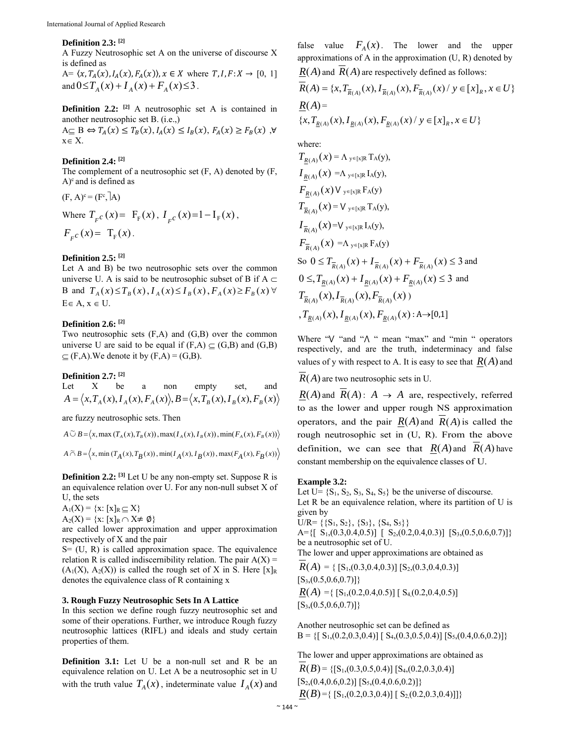**Definition 2.3:** [2]
A Fuzzy Neutrosophic set A on the universe of discourse X is defined as
A= $\langle x, T_A(x), I_A(x), F_A(x)\rangle, x \in X$ where $T, I, F: X \to [0, 1]$ and $0 \leq T_A(x) + I_A(x) + F_A(x) \leq 3$.

**Definition 2.2:** [2] A neutrosophic set A is contained in another neutrosophic set B. (i.e.,)
$A \subseteq B \Leftrightarrow T_A(x) \leq T_B(x), I_A(x) \leq I_B(x), F_A(x) \geq F_B(x)$, $\forall$ $x \in X$.

**Definition 2.4:** [2]
The complement of a neutrosophic set (F, A) denoted by $(F, A)^c$ and is defined as

$(F, A)^c = (F^c, ⌉A)$

Where $T_{F^c}(x) = F_F(x)$, $I_{F^c}(x) = 1 - I_F(x)$, $F_{F^c}(x) = T_F(x)$.

**Definition 2.5:** [2]
Let A and B) be two neutrosophic sets over the common universe U. A is said to be neutrosophic subset of B if $A \subset B$ and $T_A(x) \leq T_B(x), I_A(x) \leq I_B(x), F_A(x) \geq F_B(x)$ $\forall$ $E \in A$, $x \in U$.

**Definition 2.6:** [2]
Two neutrosophic sets (F,A) and (G,B) over the common universe U are said to be equal if $(F,A) \subseteq (G,B)$ and $(G,B) \subseteq (F,A)$.We denote it by (F,A) = (G,B).

**Definition 2.7:** [2]
Let X be a non empty set, and $A = \langle x, T_A(x), I_A(x), F_A(x)\rangle, B = \langle x, T_B(x), I_B(x), F_B(x)\rangle$

are fuzzy neutrosophic sets. Then

$$A \breve{\cup} B = \langle x, \max(T_A(x), T_B(x)), \max(I_A(x), I_B(x)), \min(F_A(x), F_B(x))\rangle$$

$$A \breve{\cap} B = \langle x, \min(T_A(x), T_B(x)), \min(I_A(x), I_B(x)), \max(F_A(x), F_B(x))\rangle$$

**Definition 2.2:** [3] Let U be any non-empty set. Suppose R is an equivalence relation over U. For any non-null subset X of U, the sets

$A_1(X) = \{x: [x]_R \subseteq X\}$

$A_2(X) = \{x: [x]_R \cap X \neq \emptyset\}$

are called lower approximation and upper approximation respectively of X and the pair

S= (U, R) is called approximation space. The equivalence relation R is called indiscernibility relation. The pair $A(X) = (A_1(X), A_2(X))$ is called the rough set of X in S. Here $[x]_R$ denotes the equivalence class of R containing x

## 3. Rough Fuzzy Neutrosophic Sets In A Lattice

In this section we define rough fuzzy neutrosophic set and some of their operations. Further, we introduce Rough fuzzy neutrosophic lattices (RIFL) and ideals and study certain properties of them.

**Definition 3.1:** Let U be a non-null set and R be an equivalence relation on U. Let A be a neutrosophic set in U with the truth value $T_A(x)$, indeterminate value $I_A(x)$ and false value $F_A(x)$. The lower and the upper approximations of A in the approximation (U, R) denoted by $\underline{R}(A)$ and $\overline{R}(A)$ are respectively defined as follows:

$$\overline{R}(A) = \{x, T_{\overline{R}(A)}(x), I_{\overline{R}(A)}(x), F_{\overline{R}(A)}(x) / y \in [x]_R, x \in U\}$$

$$\underline{R}(A) = \{x, T_{\underline{R}(A)}(x), I_{\underline{R}(A)}(x), F_{\underline{R}(A)}(x) / y \in [x]_R, x \in U\}$$

where:

$T_{\underline{R}(A)}(x) = \Lambda_{y \in [x]R} T_A(y)$,

$I_{\underline{R}(A)}(x) = \Lambda_{y \in [x]R} I_A(y)$,

$F_{\underline{R}(A)}(x) \vee_{y \in [x]R} F_A(y)$

$T_{\overline{R}(A)}(x) = \vee_{y \in [x]R} T_A(y)$,

$I_{\overline{R}(A)}(x) = \vee_{y \in [x]R} I_A(y)$,

$F_{\overline{R}(A)}(x) = \Lambda_{y \in [x]R} F_A(y)$

So $0 \leq T_{\overline{R}(A)}(x) + I_{\overline{R}(A)}(x) + F_{\overline{R}(A)}(x) \leq 3$ and

$0 \leq, T_{\underline{R}(A)}(x) + I_{\underline{R}(A)}(x) + F_{\underline{R}(A)}(x) \leq 3$ and

$T_{\overline{R}(A)}(x), I_{\overline{R}(A)}(x), F_{\overline{R}(A)}(x)$ )

$, T_{\underline{R}(A)}(x), I_{\underline{R}(A)}(x), F_{\underline{R}(A)}(x): A \to [0,1]$

Where "$\vee$ "and "$\Lambda$ " mean "max" and "min " operators respectively, and are the truth, indeterminacy and false values of y with respect to A. It is easy to see that $\underline{R}(A)$ and $\overline{R}(A)$ are two neutrosophic sets in U.

$\underline{R}(A)$ and $\overline{R}(A)$: $A \to A$ are, respectively, referred to as the lower and upper rough NS approximation operators, and the pair $\underline{R}(A)$ and $\overline{R}(A)$ is called the rough neutrosophic set in (U, R). From the above definition, we can see that $\underline{R}(A)$ and $\overline{R}(A)$ have constant membership on the equivalence classes of U.

**Example 3.2:**
Let U= $\{S_1, S_2, S_3, S_4, S_5\}$ be the universe of discourse.
Let R be an equivalence relation, where its partition of U is given by
U/R= $\{\{S_1, S_2\}, \{S_3\}, \{S_4, S_5\}\}$
A=$\{[S_1,(0.3,0.4,0.5)]$ $[S_2,(0.2,0.4,0.3)]$ $[S_3,(0.5,0.6,0.7)]\}$ be a neutrosophic set of U.
The lower and upper approximations are obtained as

$\overline{R}(A)$ = $\{[S_1,(0.3,0.4,0.3)]$ $[S_2,(0.3,0.4,0.3)]$ $[S_3,(0.5,0.6,0.7)]\}$

$\underline{R}(A)$ =$\{[S_1,(0.2,0.4,0.5)]$ $[S_4,(0.2,0.4,0.5)]$ $[S_3,(0.5,0.6,0.7)]\}$

Another neutrosophic set can be defined as
B = $\{[S_1,(0.2,0.3,0.4)]$ $[S_4,(0.3,0.5,0.4)]$ $[S_5,(0.4,0.6,0.2)]\}$

The lower and upper approximations are obtained as

$\overline{R}(B)$ = $\{[S_1,(0.3,0.5,0.4)]$ $[S_4,(0.2,0.3,0.4)]$ $[S_2,(0.4,0.6,0.2)]$ $[S_5,(0.4,0.6,0.2)]\}$

$\underline{R}(B)$ =$\{[S_1,(0.2,0.3,0.4)]$ $[S_2,(0.2,0.3,0.4)]]\}$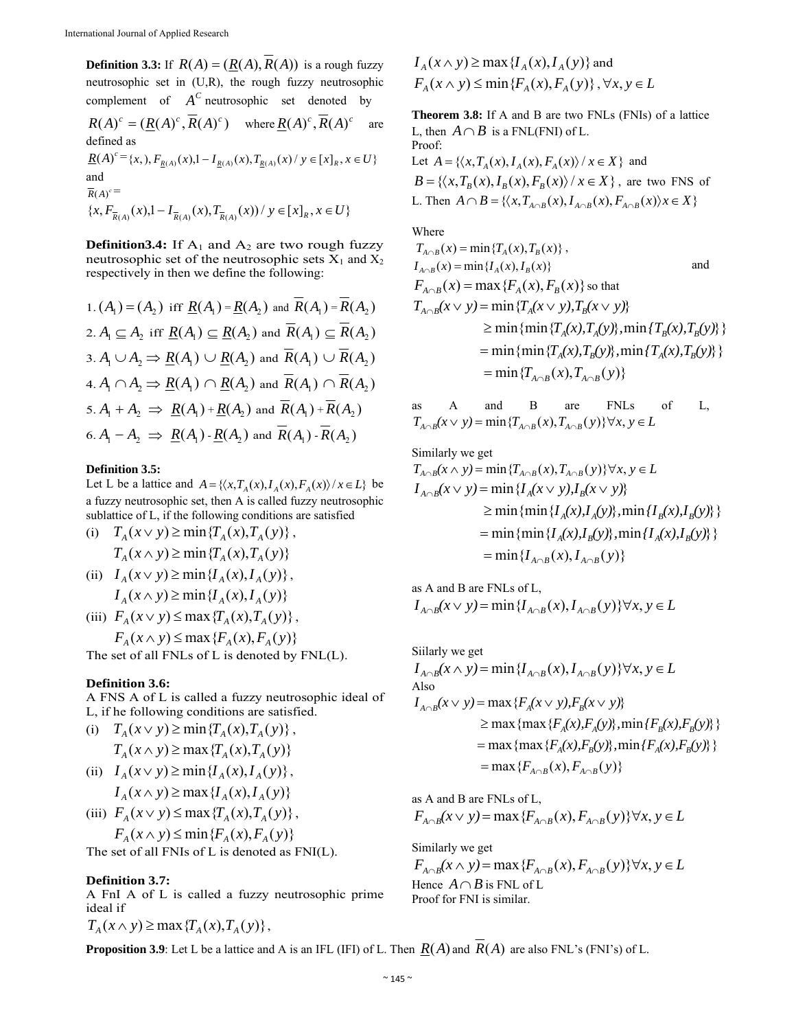**Definition 3.3:** If $R(A) = (\underline{R}(A), \overline{R}(A))$ is a rough fuzzy neutrosophic set in (U,R), the rough fuzzy neutrosophic complement of $A^C$ neutrosophic set denoted by $R(A)^c = (\underline{R}(A)^c, \overline{R}(A)^c)$ where $\underline{R}(A)^c, \overline{R}(A)^c$ are defined as

$$\underline{R}(A)^c = \{x,), F_{\underline{R}(A)}(x), 1 - I_{\underline{R}(A)}(x), T_{\underline{R}(A)}(x) / y \in [x]_R, x \in U\}$$

and

$$\overline{R}(A)^c = \{x, F_{\overline{R}(A)}(x), 1 - I_{\overline{R}(A)}(x), T_{\overline{R}(A)}(x)) / y \in [x]_R, x \in U\}$$

**Definition3.4:** If $A_1$ and $A_2$ are two rough fuzzy neutrosophic set of the neutrosophic sets $X_1$ and $X_2$ respectively in then we define the following:

1. $(A_1) = (A_2)$ iff $\underline{R}(A_1) = \underline{R}(A_2)$ and $\overline{R}(A_1) = \overline{R}(A_2)$
2. $A_1 \subseteq A_2$ iff $\underline{R}(A_1) \subseteq \underline{R}(A_2)$ and $\overline{R}(A_1) \subseteq \overline{R}(A_2)$
3. $A_1 \cup A_2 \Rightarrow \underline{R}(A_1) \cup \underline{R}(A_2)$ and $\overline{R}(A_1) \cup \overline{R}(A_2)$
4. $A_1 \cap A_2 \Rightarrow \underline{R}(A_1) \cap \underline{R}(A_2)$ and $\overline{R}(A_1) \cap \overline{R}(A_2)$
5. $A_1 + A_2 \Rightarrow \underline{R}(A_1) + \underline{R}(A_2)$ and $\overline{R}(A_1) + \overline{R}(A_2)$
6. $A_1 - A_2 \Rightarrow \underline{R}(A_1) - \underline{R}(A_2)$ and $\overline{R}(A_1) - \overline{R}(A_2)$

**Definition 3.5:**

Let L be a lattice and $A = \{\langle x, T_A(x), I_A(x), F_A(x)\rangle / x \in L\}$ be a fuzzy neutrosophic set, then A is called fuzzy neutrosophic sublattice of L, if the following conditions are satisfied

(i) $T_A(x \vee y) \geq \min\{T_A(x), T_A(y)\}$,
$T_A(x \wedge y) \geq \min\{T_A(x), T_A(y)\}$

(ii) $I_A(x \vee y) \geq \min\{I_A(x), I_A(y)\}$,
$I_A(x \wedge y) \geq \min\{I_A(x), I_A(y)\}$

(iii) $F_A(x \vee y) \leq \max\{T_A(x), T_A(y)\}$,
$F_A(x \wedge y) \leq \max\{F_A(x), F_A(y)\}$

The set of all FNLs of L is denoted by FNL(L).

**Definition 3.6:**

A FNS A of L is called a fuzzy neutrosophic ideal of L, if he following conditions are satisfied.

(i) $T_A(x \vee y) \geq \min\{T_A(x), T_A(y)\}$,
$T_A(x \wedge y) \geq \max\{T_A(x), T_A(y)\}$

(ii) $I_A(x \vee y) \geq \min\{I_A(x), I_A(y)\}$,
$I_A(x \wedge y) \geq \max\{I_A(x), I_A(y)\}$

(iii) $F_A(x \vee y) \leq \max\{T_A(x), T_A(y)\}$,
$F_A(x \wedge y) \leq \min\{F_A(x), F_A(y)\}$

The set of all FNIs of L is denoted as FNI(L).

**Definition 3.7:**

A FnI A of L is called a fuzzy neutrosophic prime ideal if

$T_A(x \wedge y) \geq \max\{T_A(x), T_A(y)\}$,

$I_A(x \wedge y) \geq \max\{I_A(x), I_A(y)\}$ and

$F_A(x \wedge y) \leq \min\{F_A(x), F_A(y)\}$, $\forall x, y \in L$

**Theorem 3.8:** If A and B are two FNLs (FNIs) of a lattice L, then $A \cap B$ is a FNL(FNI) of L.

Proof:

Let $A = \{\langle x, T_A(x), I_A(x), F_A(x)\rangle / x \in X\}$ and $B = \{\langle x, T_B(x), I_B(x), F_B(x)\rangle / x \in X\}$, are two FNS of L. Then $A \cap B = \{\langle x, T_{A\cap B}(x), I_{A\cap B}(x), F_{A\cap B}(x)\rangle x \in X\}$

Where

$T_{A\cap B}(x) = \min\{T_A(x), T_B(x)\}$,

$I_{A\cap B}(x) = \min\{I_A(x), I_B(x)\}$ and

$F_{A\cap B}(x) = \max\{F_A(x), F_B(x)\}$ so that

$$\begin{aligned}
T_{A\cap B}(x \vee y) &= \min\{T_A(x \vee y), T_B(x \vee y)\} \\
&\geq \min\{\min\{T_A(x), T_A(y)\}, \min\{T_B(x), T_B(y)\}\} \\
&= \min\{\min\{T_A(x), T_B(y)\}, \min\{T_A(x), T_B(y)\}\} \\
&= \min\{T_{A\cap B}(x), T_{A\cap B}(y)\}
\end{aligned}$$

as A and B are FNLs of L, $T_{A\cap B}(x \vee y) = \min\{T_{A\cap B}(x), T_{A\cap B}(y)\} \forall x, y \in L$

Similarly we get

$T_{A\cap B}(x \wedge y) = \min\{T_{A\cap B}(x), T_{A\cap B}(y)\} \forall x, y \in L$

$$\begin{aligned}
I_{A\cap B}(x \vee y) &= \min\{I_A(x \vee y), I_B(x \vee y)\} \\
&\geq \min\{\min\{I_A(x), I_A(y)\}, \min\{I_B(x), I_B(y)\}\} \\
&= \min\{\min\{I_A(x), I_B(y)\}, \min\{I_A(x), I_B(y)\}\} \\
&= \min\{I_{A\cap B}(x), I_{A\cap B}(y)\}
\end{aligned}$$

as A and B are FNLs of L,

$I_{A\cap B}(x \vee y) = \min\{I_{A\cap B}(x), I_{A\cap B}(y)\} \forall x, y \in L$

Siilarly we get

$I_{A\cap B}(x \wedge y) = \min\{I_{A\cap B}(x), I_{A\cap B}(y)\} \forall x, y \in L$

Also

$$\begin{aligned}
I_{A\cap B}(x \vee y) &= \max\{F_A(x \vee y), F_B(x \vee y)\} \\
&\geq \max\{\max\{F_A(x), F_A(y)\}, \min\{F_B(x), F_B(y)\}\} \\
&= \max\{\max\{F_A(x), F_B(y)\}, \min\{F_A(x), F_B(y)\}\} \\
&= \max\{F_{A\cap B}(x), F_{A\cap B}(y)\}
\end{aligned}$$

as A and B are FNLs of L,

$F_{A\cap B}(x \vee y) = \max\{F_{A\cap B}(x), F_{A\cap B}(y)\} \forall x, y \in L$

Similarly we get

$F_{A\cap B}(x \wedge y) = \max\{F_{A\cap B}(x), F_{A\cap B}(y)\} \forall x, y \in L$

Hence $A \cap B$ is FNL of L

Proof for FNI is similar.

**Proposition 3.9**: Let L be a lattice and A is an IFL (IFI) of L. Then $\underline{R}(A)$ and $\overline{R}(A)$ are also FNL's (FNI's) of L.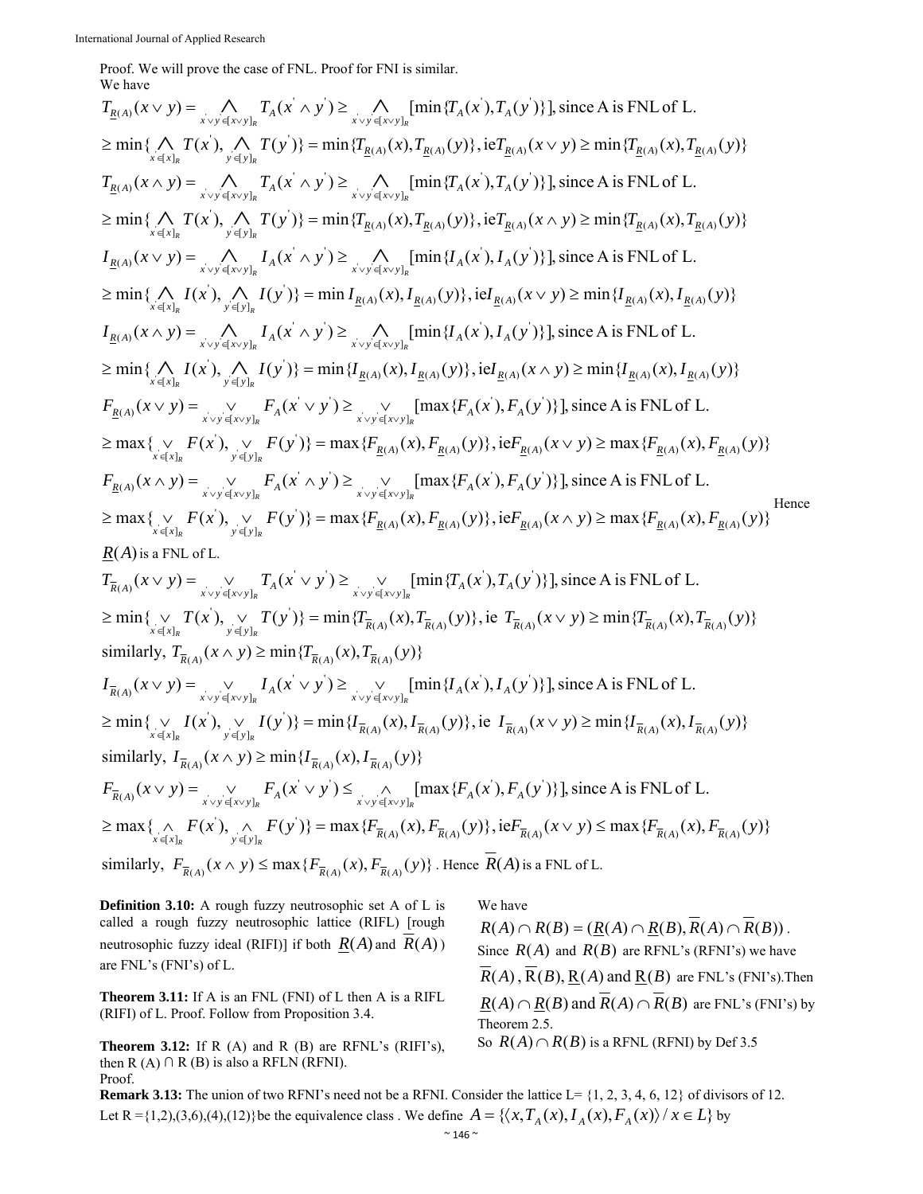Proof. We will prove the case of FNL. Proof for FNI is similar.

We have

$$T_{\underline{R}(A)}(x \vee y) = \bigwedge_{x' \vee y' \in [x \vee y]_R} T_A(x' \wedge y') \geq \bigwedge_{x' \vee y' \in [x \vee y]_R} [\min\{T_A(x'), T_A(y')\}], \text{since A is FNL of L.}$$

$$\geq \min\{\bigwedge_{x' \in [x]_R} T(x'), \bigwedge_{y' \in [y]_R} T(y')\} = \min\{T_{\underline{R}(A)}(x), T_{\underline{R}(A)}(y)\}, \text{ie} T_{\underline{R}(A)}(x \vee y) \geq \min\{T_{\underline{R}(A)}(x), T_{\underline{R}(A)}(y)\}$$

$$T_{\underline{R}(A)}(x \wedge y) = \bigwedge_{x' \vee y' \in [x \vee y]_R} T_A(x' \wedge y') \geq \bigwedge_{x' \vee y' \in [x \vee y]_R} [\min\{T_A(x'), T_A(y')\}], \text{since A is FNL of L.}$$

$$\geq \min\{\bigwedge_{x' \in [x]_R} T(x'), \bigwedge_{y' \in [y]_R} T(y')\} = \min\{T_{\underline{R}(A)}(x), T_{\underline{R}(A)}(y)\}, \text{ie} T_{\underline{R}(A)}(x \wedge y) \geq \min\{T_{\underline{R}(A)}(x), T_{\underline{R}(A)}(y)\}$$

$$I_{\underline{R}(A)}(x \vee y) = \bigwedge_{x' \vee y' \in [x \vee y]_R} I_A(x' \wedge y') \geq \bigwedge_{x' \vee y' \in [x \vee y]_R} [\min\{I_A(x'), I_A(y')\}], \text{since A is FNL of L.}$$

$$\geq \min\{\bigwedge_{x' \in [x]_R} I(x'), \bigwedge_{y' \in [y]_R} I(y')\} = \min I_{\underline{R}(A)}(x), I_{\underline{R}(A)}(y)\}, \text{ie} I_{\underline{R}(A)}(x \vee y) \geq \min\{I_{\underline{R}(A)}(x), I_{\underline{R}(A)}(y)\}$$

$$I_{\underline{R}(A)}(x \wedge y) = \bigwedge_{x' \vee y' \in [x \vee y]_R} I_A(x' \wedge y') \geq \bigwedge_{x' \vee y' \in [x \vee y]_R} [\min\{I_A(x'), I_A(y')\}], \text{since A is FNL of L.}$$

$$\geq \min\{\bigwedge_{x' \in [x]_R} I(x'), \bigwedge_{y' \in [y]_R} I(y')\} = \min\{I_{\underline{R}(A)}(x), I_{\underline{R}(A)}(y)\}, \text{ie} I_{\underline{R}(A)}(x \wedge y) \geq \min\{I_{\underline{R}(A)}(x), I_{\underline{R}(A)}(y)\}$$

$$F_{\underline{R}(A)}(x \vee y) = \bigvee_{x' \vee y' \in [x \vee y]_R} F_A(x' \vee y') \geq \bigvee_{x' \vee y' \in [x \vee y]_R} [\max\{F_A(x'), F_A(y')\}], \text{since A is FNL of L.}$$

$$\geq \max\{\bigvee_{x' \in [x]_R} F(x'), \bigvee_{y' \in [y]_R} F(y')\} = \max\{F_{\underline{R}(A)}(x), F_{\underline{R}(A)}(y)\}, \text{ie} F_{\underline{R}(A)}(x \vee y) \geq \max\{F_{\underline{R}(A)}(x), F_{\underline{R}(A)}(y)\}$$

$$F_{\underline{R}(A)}(x \wedge y) = \bigvee_{x' \vee y' \in [x \vee y]_R} F_A(x' \wedge y') \geq \bigvee_{x' \vee y' \in [x \vee y]_R} [\max\{F_A(x'), F_A(y')\}], \text{since A is FNL of L.}$$

$$\geq \max\{\bigvee_{x' \in [x]_R} F(x'), \bigvee_{y' \in [y]_R} F(y')\} = \max\{F_{\underline{R}(A)}(x), F_{\underline{R}(A)}(y)\}, \text{ie} F_{\underline{R}(A)}(x \wedge y) \geq \max\{F_{\underline{R}(A)}(x), F_{\underline{R}(A)}(y)\}$$

Hence $\underline{R}(A)$ is a FNL of L.

$$T_{\overline{R}(A)}(x \vee y) = \bigvee_{x' \vee y' \in [x \vee y]_R} T_A(x' \vee y') \geq \bigvee_{x' \vee y' \in [x \vee y]_R} [\min\{T_A(x'), T_A(y')\}], \text{since A is FNL of L.}$$

$$\geq \min\{\bigvee_{x' \in [x]_R} T(x'), \bigvee_{y' \in [y]_R} T(y')\} = \min\{T_{\overline{R}(A)}(x), T_{\overline{R}(A)}(y)\}, \text{ ie } T_{\overline{R}(A)}(x \vee y) \geq \min\{T_{\overline{R}(A)}(x), T_{\overline{R}(A)}(y)\}$$

similarly, $T_{\overline{R}(A)}(x \wedge y) \geq \min\{T_{\overline{R}(A)}(x), T_{\overline{R}(A)}(y)\}$

$$I_{\overline{R}(A)}(x \vee y) = \bigvee_{x' \vee y' \in [x \vee y]_R} I_A(x' \vee y') \geq \bigvee_{x' \vee y' \in [x \vee y]_R} [\min\{I_A(x'), I_A(y')\}], \text{since A is FNL of L.}$$

$$\geq \min\{\bigvee_{x' \in [x]_R} I(x'), \bigvee_{y' \in [y]_R} I(y')\} = \min\{I_{\overline{R}(A)}(x), I_{\overline{R}(A)}(y)\}, \text{ ie } I_{\overline{R}(A)}(x \vee y) \geq \min\{I_{\overline{R}(A)}(x), I_{\overline{R}(A)}(y)\}$$

similarly, $I_{\overline{R}(A)}(x \wedge y) \geq \min\{I_{\overline{R}(A)}(x), I_{\overline{R}(A)}(y)\}$

$$F_{\overline{R}(A)}(x \vee y) = \bigvee_{x' \vee y' \in [x \vee y]_R} F_A(x' \vee y') \leq \bigwedge_{x' \vee y' \in [x \vee y]_R} [\max\{F_A(x'), F_A(y')\}], \text{since A is FNL of L.}$$

$$\geq \max\{\bigwedge_{x' \in [x]_R} F(x'), \bigwedge_{y' \in [y]_R} F(y')\} = \max\{F_{\overline{R}(A)}(x), F_{\overline{R}(A)}(y)\}, \text{ie} F_{\overline{R}(A)}(x \vee y) \leq \max\{F_{\overline{R}(A)}(x), F_{\overline{R}(A)}(y)\}$$

similarly, $F_{\overline{R}(A)}(x \wedge y) \leq \max\{F_{\overline{R}(A)}(x), F_{\overline{R}(A)}(y)\}$. Hence $\overline{R}(A)$ is a FNL of L.

**Definition 3.10:** A rough fuzzy neutrosophic set A of L is called a rough fuzzy neutrosophic lattice (RIFL) [rough neutrosophic fuzzy ideal (RIFI)] if both $\underline{R}(A)$ and $\overline{R}(A)$) are FNL's (FNI's) of L.

**Theorem 3.11:** If A is an FNL (FNI) of L then A is a RIFL (RIFI) of L. Proof. Follow from Proposition 3.4.

**Theorem 3.12:** If R (A) and R (B) are RFNL's (RIFI's), then R (A) ∩ R (B) is also a RFLN (RFNI).

Proof.

We have

$R(A) \cap R(B) = (\underline{R}(A) \cap \underline{R}(B), \overline{R}(A) \cap \overline{R}(B))$.

Since $R(A)$ and $R(B)$ are RFNL's (RFNI's) we have $\overline{R}(A)$, $\overline{R}(B)$, $\underline{R}(A)$ and $\underline{R}(B)$ are FNL's (FNI's). Then $\underline{R}(A) \cap \underline{R}(B)$ and $\overline{R}(A) \cap \overline{R}(B)$ are FNL's (FNI's) by Theorem 2.5.

So $R(A) \cap R(B)$ is a RFNL (RFNI) by Def 3.5

**Remark 3.13:** The union of two RFNI's need not be a RFNI. Consider the lattice L= {1, 2, 3, 4, 6, 12} of divisors of 12. Let R ={1,2),(3,6),(4),(12)}be the equivalence class . We define $A = \{\langle x, T_A(x), I_A(x), F_A(x) \rangle / x \in L\}$ by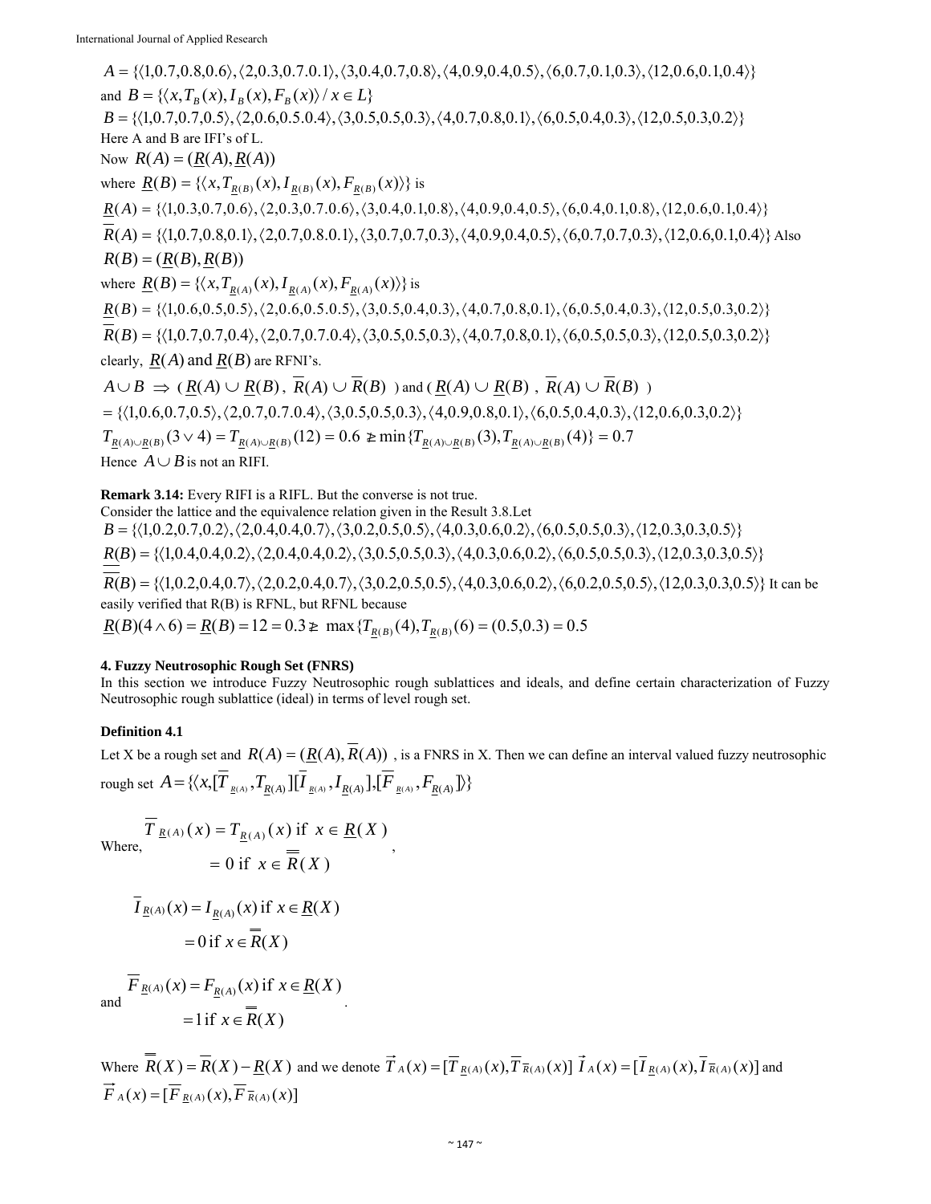$A = \{\langle 1,0.7,0.8,0.6\rangle, \langle 2,0.3,0.7.0.1\rangle, \langle 3,0.4,0.7,0.8\rangle, \langle 4,0.9,0.4,0.5\rangle, \langle 6,0.7,0.1,0.3\rangle, \langle 12,0.6,0.1,0.4\rangle\}$

and $B = \{\langle x, T_B(x), I_B(x), F_B(x)\rangle / x \in L\}$

$B = \{\langle 1,0.7,0.7,0.5\rangle, \langle 2,0.6,0.5.0.4\rangle, \langle 3,0.5,0.5,0.3\rangle, \langle 4,0.7,0.8,0.1\rangle, \langle 6,0.5,0.4,0.3\rangle, \langle 12,0.5,0.3,0.2\rangle\}$

Here A and B are IFI's of L.

Now $R(A) = (\underline{R}(A), \underline{R}(A))$

where $\underline{R}(B) = \{\langle x, T_{\underline{R}(B)}(x), I_{\underline{R}(B)}(x), F_{\underline{R}(B)}(x)\rangle\}$ is

$\underline{R}(A) = \{\langle 1,0.3,0.7,0.6\rangle, \langle 2,0.3,0.7.0.6\rangle, \langle 3,0.4,0.1,0.8\rangle, \langle 4,0.9,0.4,0.5\rangle, \langle 6,0.4,0.1,0.8\rangle, \langle 12,0.6,0.1,0.4\rangle\}$

$\overline{R}(A) = \{\langle 1,0.7,0.8,0.1\rangle, \langle 2,0.7,0.8.0.1\rangle, \langle 3,0.7,0.7,0.3\rangle, \langle 4,0.9,0.4,0.5\rangle, \langle 6,0.7,0.7,0.3\rangle, \langle 12,0.6,0.1,0.4\rangle\}$ Also

$R(B) = (\underline{R}(B), \underline{R}(B))$

where $\underline{R}(B) = \{\langle x, T_{\underline{R}(A)}(x), I_{\underline{R}(A)}(x), F_{\underline{R}(A)}(x)\rangle\}$ is

$\underline{R}(B) = \{\langle 1,0.6,0.5,0.5\rangle, \langle 2,0.6,0.5.0.5\rangle, \langle 3,0.5,0.4,0.3\rangle, \langle 4,0.7,0.8,0.1\rangle, \langle 6,0.5,0.4,0.3\rangle, \langle 12,0.5,0.3,0.2\rangle\}$

$\overline{R}(B) = \{\langle 1,0.7,0.7,0.4\rangle, \langle 2,0.7,0.7.0.4\rangle, \langle 3,0.5,0.5,0.3\rangle, \langle 4,0.7,0.8,0.1\rangle, \langle 6,0.5,0.5,0.3\rangle, \langle 12,0.5,0.3,0.2\rangle\}$

clearly, $\underline{R}(A)$ and $\underline{R}(B)$ are RFNI's.

$A \cup B \Rightarrow$ ( $\underline{R}(A) \cup \underline{R}(B)$ , $\overline{R}(A) \cup \overline{R}(B)$ ) and ( $\underline{R}(A) \cup \underline{R}(B)$ , $\overline{R}(A) \cup \overline{R}(B)$ )

$= \{\langle 1,0.6,0.7,0.5\rangle, \langle 2,0.7,0.7.0.4\rangle, \langle 3,0.5,0.5,0.3\rangle, \langle 4,0.9,0.8,0.1\rangle, \langle 6,0.5,0.4,0.3\rangle, \langle 12,0.6,0.3,0.2\rangle\}$

$T_{\underline{R}(A)\cup\underline{R}(B)}(3 \vee 4) = T_{\underline{R}(A)\cup\underline{R}(B)}(12) = 0.6 \ngeq \min\{T_{\underline{R}(A)\cup\underline{R}(B)}(3), T_{\underline{R}(A)\cup\underline{R}(B)}(4)\} = 0.7$

Hence $A \cup B$ is not an RIFI.

**Remark 3.14:** Every RIFI is a RIFL. But the converse is not true.

Consider the lattice and the equivalence relation given in the Result 3.8.Let

$B = \{\langle 1,0.2,0.7,0.2\rangle, \langle 2,0.4,0.4,0.7\rangle, \langle 3,0.2,0.5,0.5\rangle, \langle 4,0.3,0.6,0.2\rangle, \langle 6,0.5,0.5,0.3\rangle, \langle 12,0.3,0.3,0.5\rangle\}$

$\underline{R}(B) = \{\langle 1,0.4,0.4,0.2\rangle, \langle 2,0.4,0.4,0.2\rangle, \langle 3,0.5,0.5,0.3\rangle, \langle 4,0.3,0.6,0.2\rangle, \langle 6,0.5,0.5,0.3\rangle, \langle 12,0.3,0.3,0.5\rangle\}$

$\overline{\overline{R}}(B) = \{\langle 1,0.2,0.4,0.7\rangle, \langle 2,0.2,0.4,0.7\rangle, \langle 3,0.2,0.5,0.5\rangle, \langle 4,0.3,0.6,0.2\rangle, \langle 6,0.2,0.5,0.5\rangle, \langle 12,0.3,0.3,0.5\rangle\}$ It can be easily verified that R(B) is RFNL, but RFNL because

$\underline{R}(B)(4 \wedge 6) = \underline{R}(B) = 12 = 0.3 \ngeq \max\{T_{\underline{R}(B)}(4), T_{\underline{R}(B)}(6) = (0.5, 0.3) = 0.5$

## 4. Fuzzy Neutrosophic Rough Set (FNRS)

In this section we introduce Fuzzy Neutrosophic rough sublattices and ideals, and define certain characterization of Fuzzy Neutrosophic rough sublattice (ideal) in terms of level rough set.

**Definition 4.1**

Let X be a rough set and $R(A) = (\underline{R}(A), \overline{R}(A))$ , is a FNRS in X. Then we can define an interval valued fuzzy neutrosophic rough set $A = \{\langle x, [\overline{T}_{\underline{R}(A)}, T_{\underline{R}(A)}][\overline{I}_{\underline{R}(A)}, I_{\underline{R}(A)}], [\overline{F}_{\underline{R}(A)}, F_{\underline{R}(A)}]\rangle\}$

Where,

$$\overline{T}_{\underline{R}(A)}(x) = T_{\underline{R}(A)}(x) \text{ if } x \in \underline{R}(X)$$
$$= 0 \text{ if } x \in \overline{\overline{R}}(X)$$

,

$$\overline{I}_{\underline{R}(A)}(x) = I_{\underline{R}(A)}(x) \text{ if } x \in \underline{R}(X)$$
$$= 0 \text{ if } x \in \overline{\overline{R}}(X)$$

and

$$\overline{F}_{\underline{R}(A)}(x) = F_{\underline{R}(A)}(x) \text{ if } x \in \underline{R}(X)$$
$$= 1 \text{ if } x \in \overline{\overline{R}}(X)$$

.

Where $\overline{\overline{R}}(X) = \overline{R}(X) - \underline{R}(X)$ and we denote $\vec{T}_A(x) = [\overline{T}_{\underline{R}(A)}(x), \overline{T}_{\overline{R}(A)}(x)]$ $\vec{I}_A(x) = [\overline{I}_{\underline{R}(A)}(x), \overline{I}_{\overline{R}(A)}(x)]$ and $\vec{F}_A(x) = [\overline{F}_{\underline{R}(A)}(x), \overline{F}_{\overline{R}(A)}(x)]$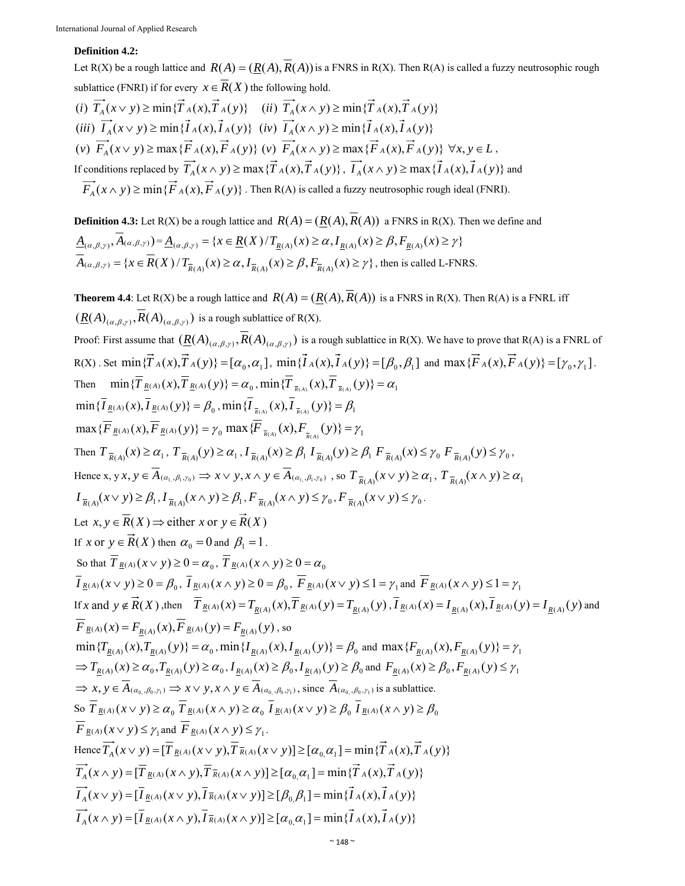**Definition 4.2:**

Let R(X) be a rough lattice and $R(A) = (\underline{R}(A), \overline{R}(A))$ is a FNRS in R(X). Then R(A) is called a fuzzy neutrosophic rough sublattice (FNRI) if for every $x \in \overline{R}(X)$ the following hold.

$(i)\ \overrightarrow{T_A}(x \vee y) \geq \min\{\vec{T}_A(x), \vec{T}_A(y)\}$ $\quad (ii)\ \overrightarrow{T_A}(x \wedge y) \geq \min\{\vec{T}_A(x), \vec{T}_A(y)\}$

$(iii)\ \overrightarrow{I_A}(x \vee y) \geq \min\{\vec{I}_A(x), \vec{I}_A(y)\}$ $\quad (iv)\ \overrightarrow{I_A}(x \wedge y) \geq \min\{\vec{I}_A(x), \vec{I}_A(y)\}$

$(v)\ \overrightarrow{F_A}(x \vee y) \geq \max\{\vec{F}_A(x), \vec{F}_A(y)\}$ $\quad (v)\ \overrightarrow{F_A}(x \wedge y) \geq \max\{\vec{F}_A(x), \vec{F}_A(y)\}$ $\forall x, y \in L$,

If conditions replaced by $\overrightarrow{T_A}(x \wedge y) \geq \max\{\vec{T}_A(x), \vec{T}_A(y)\}$, $\overrightarrow{I_A}(x \wedge y) \geq \max\{\vec{I}_A(x), \vec{I}_A(y)\}$ and $\overrightarrow{F_A}(x \wedge y) \geq \min\{\vec{F}_A(x), \vec{F}_A(y)\}$. Then R(A) is called a fuzzy neutrosophic rough ideal (FNRI).

**Definition 4.3:** Let R(X) be a rough lattice and $R(A) = (\underline{R}(A), \overline{R}(A))$ a FNRS in R(X). Then we define and

$\underline{A}_{(\alpha,\beta,\gamma)}, \overline{A}_{(\alpha,\beta,\gamma)}) = \underline{A}_{(\alpha,\beta,\gamma)} = \{x \in \underline{R}(X) / T_{\underline{R}(A)}(x) \geq \alpha, I_{\underline{R}(A)}(x) \geq \beta, F_{\underline{R}(A)}(x) \geq \gamma\}$

$\overline{A}_{(\alpha,\beta,\gamma)} = \{x \in \overline{R}(X) / T_{\overline{R}(A)}(x) \geq \alpha, I_{\overline{R}(A)}(x) \geq \beta, F_{\overline{R}(A)}(x) \geq \gamma\}$, then is called L-FNRS.

**Theorem 4.4**: Let R(X) be a rough lattice and $R(A) = (\underline{R}(A), \overline{R}(A))$ is a FNRS in R(X). Then R(A) is a FNRL iff $(\underline{R}(A)_{(\alpha,\beta,\gamma)}, \overline{R}(A)_{(\alpha,\beta,\gamma)})$ is a rough sublattice of R(X).

Proof: First assume that $(\underline{R}(A)_{(\alpha,\beta,\gamma)}, \overline{R}(A)_{(\alpha,\beta,\gamma)})$ is a rough sublattice in R(X). We have to prove that R(A) is a FNRL of R(X) . Set $\min\{\vec{T}_A(x), \vec{T}_A(y)\} = [\alpha_0, \alpha_1]$, $\min\{\vec{I}_A(x), \vec{I}_A(y)\} = [\beta_0, \beta_1]$ and $\max\{\vec{F}_A(x), \vec{F}_A(y)\} = [\gamma_0, \gamma_1]$.

Then $\quad \min\{\overline{T}_{\underline{R}(A)}(x), \overline{T}_{\underline{R}(A)}(y)\} = \alpha_0$, $\min\{\overline{T}_{\overline{R}(A)}(x), \overline{T}_{\overline{R}(A)}(y)\} = \alpha_1$

$\min\{\overline{I}_{\underline{R}(A)}(x), \overline{I}_{\underline{R}(A)}(y)\} = \beta_0$, $\min\{\overline{I}_{\overline{R}(A)}(x), \overline{I}_{\overline{R}(A)}(y)\} = \beta_1$

$\max\{\overline{F}_{\underline{R}(A)}(x), \overline{F}_{\underline{R}(A)}(y)\} = \gamma_0$ $\max\{\overline{F}_{\overline{R}(A)}(x), F_{\overline{R}(A)}(y)\} = \gamma_1$

Then $T_{\overline{R}(A)}(x) \geq \alpha_1$, $T_{\overline{R}(A)}(y) \geq \alpha_1$, $I_{\overline{R}(A)}(x) \geq \beta_1$ $I_{\overline{R}(A)}(y) \geq \beta_1$ $F_{\overline{R}(A)}(x) \leq \gamma_0$ $F_{\overline{R}(A)}(y) \leq \gamma_0$,

Hence x, y $x, y \in \overline{A}_{(\alpha_1,\beta_1,\gamma_0)} \Rightarrow x \vee y, x \wedge y \in \overline{A}_{(\alpha_1,\beta_1,\gamma_0)}$ , so $T_{\overline{R}(A)}(x \vee y) \geq \alpha_1$, $T_{\overline{R}(A)}(x \wedge y) \geq \alpha_1$

$I_{\overline{R}(A)}(x \vee y) \geq \beta_1$, $I_{\overline{R}(A)}(x \wedge y) \geq \beta_1$, $F_{\overline{R}(A)}(x \wedge y) \leq \gamma_0$, $F_{\overline{R}(A)}(x \vee y) \leq \gamma_0$.

Let $x, y \in \overline{R}(X) \Rightarrow$ either $x$ or $y \in \vec{R}(X)$

If $x$ or $y \in \vec{R}(X)$ then $\alpha_0 = 0$ and $\beta_1 = 1$.

So that $\overline{T}_{\underline{R}(A)}(x \vee y) \geq 0 = \alpha_0$, $\overline{T}_{\underline{R}(A)}(x \wedge y) \geq 0 = \alpha_0$

$\overline{I}_{\underline{R}(A)}(x \vee y) \geq 0 = \beta_0$, $\overline{I}_{\underline{R}(A)}(x \wedge y) \geq 0 = \beta_0$, $\overline{F}_{\underline{R}(A)}(x \vee y) \leq 1 = \gamma_1$ and $\overline{F}_{\underline{R}(A)}(x \wedge y) \leq 1 = \gamma_1$

If $x$ and $y \notin \vec{R}(X)$ ,then $\quad \overline{T}_{\underline{R}(A)}(x) = T_{\underline{R}(A)}(x), \overline{T}_{\underline{R}(A)}(y) = T_{\underline{R}(A)}(y)$, $\overline{I}_{\underline{R}(A)}(x) = I_{\underline{R}(A)}(x), \overline{I}_{\underline{R}(A)}(y) = I_{\underline{R}(A)}(y)$ and $\overline{F}_{\underline{R}(A)}(x) = F_{\underline{R}(A)}(x), \overline{F}_{\underline{R}(A)}(y) = F_{\underline{R}(A)}(y)$, so

$\min\{T_{\underline{R}(A)}(x), T_{\underline{R}(A)}(y)\} = \alpha_0$, $\min\{I_{\underline{R}(A)}(x), I_{\underline{R}(A)}(y)\} = \beta_0$ and $\max\{F_{\underline{R}(A)}(x), F_{\underline{R}(A)}(y)\} = \gamma_1$

$\Rightarrow T_{\underline{R}(A)}(x) \geq \alpha_0, T_{\underline{R}(A)}(y) \geq \alpha_0$, $I_{\underline{R}(A)}(x) \geq \beta_0, I_{\underline{R}(A)}(y) \geq \beta_0$ and $F_{\underline{R}(A)}(x) \geq \beta_0, F_{\underline{R}(A)}(y) \leq \gamma_1$

$\Rightarrow x, y \in \overline{A}_{(\alpha_0,\beta_0,\gamma_1)} \Rightarrow x \vee y, x \wedge y \in \overline{A}_{(\alpha_0,\beta_0,\gamma_1)}$, since $\overline{A}_{(\alpha_0,\beta_0,\gamma_1)}$ is a sublattice.

So $\overline{T}_{\underline{R}(A)}(x \vee y) \geq \alpha_0$ $\overline{T}_{\underline{R}(A)}(x \wedge y) \geq \alpha_0$ $\overline{I}_{\underline{R}(A)}(x \vee y) \geq \beta_0$ $\overline{I}_{\underline{R}(A)}(x \wedge y) \geq \beta_0$

$\overline{F}_{\underline{R}(A)}(x \vee y) \leq \gamma_1$ and $\overline{F}_{\underline{R}(A)}(x \wedge y) \leq \gamma_1$.

Hence $\overrightarrow{T_A}(x \vee y) = [\overline{T}_{\underline{R}(A)}(x \vee y), \overline{T}_{\overline{R}(A)}(x \vee y)] \geq [\alpha_0, \alpha_1] = \min\{\vec{T}_A(x), \vec{T}_A(y)\}$

$\overrightarrow{T_A}(x \wedge y) = [\overline{T}_{\underline{R}(A)}(x \wedge y), \overline{T}_{\overline{R}(A)}(x \wedge y)] \geq [\alpha_0, \alpha_1] = \min\{\vec{T}_A(x), \vec{T}_A(y)\}$

$\overrightarrow{I_A}(x \vee y) = [\overline{I}_{\underline{R}(A)}(x \vee y), \overline{I}_{\overline{R}(A)}(x \vee y)] \geq [\beta_0, \beta_1] = \min\{\vec{I}_A(x), \vec{I}_A(y)\}$

$\overrightarrow{I_A}(x \wedge y) = [\overline{I}_{\underline{R}(A)}(x \wedge y), \overline{I}_{\overline{R}(A)}(x \wedge y)] \geq [\alpha_0, \alpha_1] = \min\{\vec{I}_A(x), \vec{I}_A(y)\}$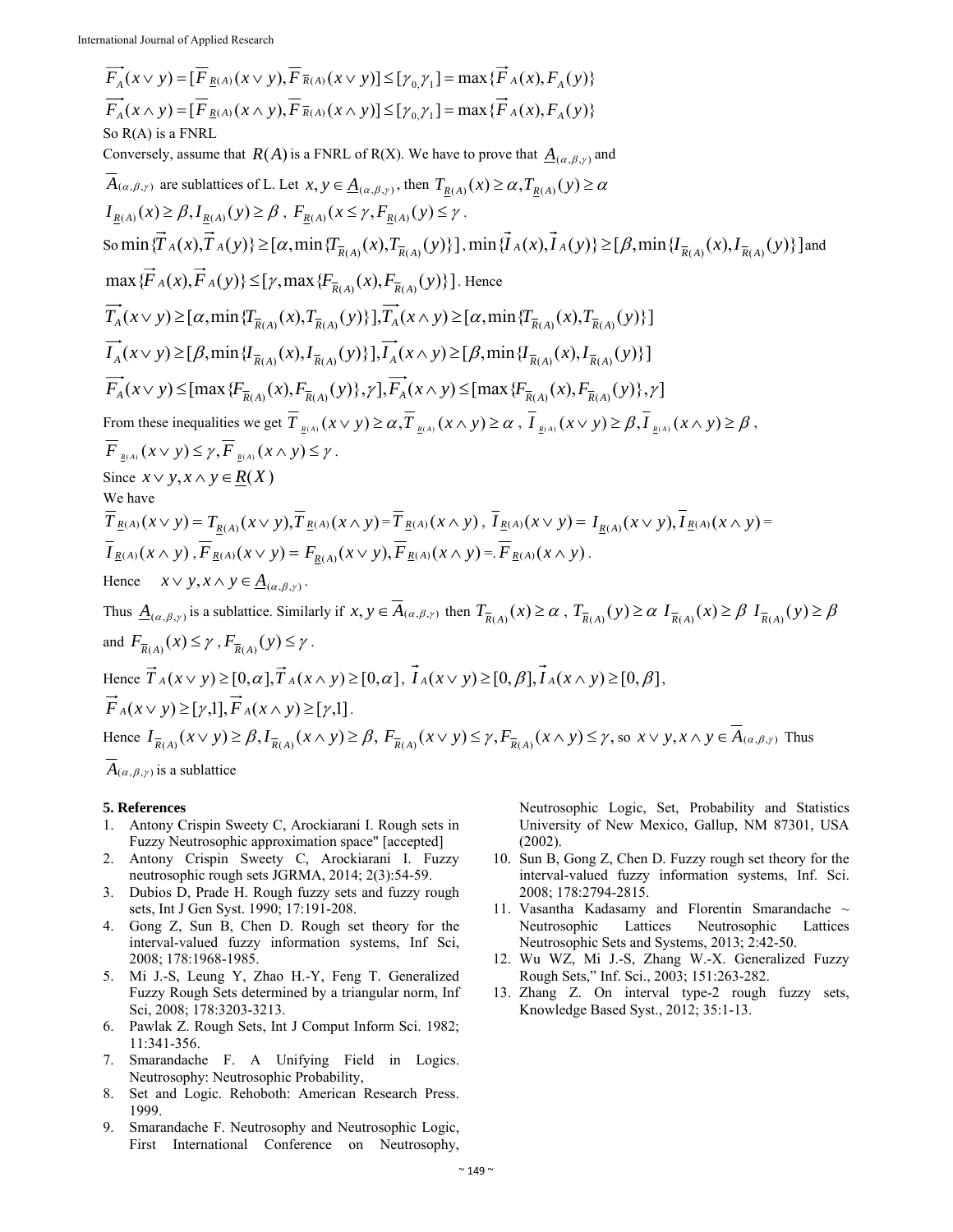$$\overrightarrow{F_A}(x \vee y) = [\overline{F}_{\underline{R}(A)}(x \vee y), \overline{F}_{\overline{R}(A)}(x \vee y)] \leq [\gamma_0, \gamma_1] = \max\{\vec{F}_A(x), F_A(y)\}$$

$$\overrightarrow{F_A}(x \wedge y) = [\overline{F}_{\underline{R}(A)}(x \wedge y), \overline{F}_{\overline{R}(A)}(x \wedge y)] \leq [\gamma_0, \gamma_1] = \max\{\vec{F}_A(x), F_A(y)\}$$

So R(A) is a FNRL

Conversely, assume that $R(A)$ is a FNRL of R(X). We have to prove that $\underline{A}_{(\alpha,\beta,\gamma)}$ and $\overline{A}_{(\alpha,\beta,\gamma)}$ are sublattices of L. Let $x, y \in \underline{A}_{(\alpha,\beta,\gamma)}$, then $T_{\underline{R}(A)}(x) \geq \alpha, T_{\underline{R}(A)}(y) \geq \alpha$

$I_{\underline{R}(A)}(x) \geq \beta, I_{\underline{R}(A)}(y) \geq \beta$ , $F_{\underline{R}(A)}(x \leq \gamma, F_{\underline{R}(A)}(y) \leq \gamma$ .

So $\min\{\vec{T}_A(x), \vec{T}_A(y)\} \geq [\alpha, \min\{T_{\overline{R}(A)}(x), T_{\overline{R}(A)}(y)\}]$ , $\min\{\vec{I}_A(x), \vec{I}_A(y)\} \geq [\beta, \min\{I_{\overline{R}(A)}(x), I_{\overline{R}(A)}(y)\}]$ and

$\max\{\vec{F}_A(x), \vec{F}_A(y)\} \leq [\gamma, \max\{F_{\overline{R}(A)}(x), F_{\overline{R}(A)}(y)\}]$ . Hence

$$\overrightarrow{T_A}(x \vee y) \geq [\alpha, \min\{T_{\overline{R}(A)}(x), T_{\overline{R}(A)}(y)\}], \overrightarrow{T_A}(x \wedge y) \geq [\alpha, \min\{T_{\overline{R}(A)}(x), T_{\overline{R}(A)}(y)\}]$$

$$\overrightarrow{I_A}(x \vee y) \geq [\beta, \min\{I_{\overline{R}(A)}(x), I_{\overline{R}(A)}(y)\}], \overrightarrow{I_A}(x \wedge y) \geq [\beta, \min\{I_{\overline{R}(A)}(x), I_{\overline{R}(A)}(y)\}]$$

$$\overrightarrow{F_A}(x \vee y) \leq [\max\{F_{\overline{R}(A)}(x), F_{\overline{R}(A)}(y)\}, \gamma], \overrightarrow{F_A}(x \wedge y) \leq [\max\{F_{\overline{R}(A)}(x), F_{\overline{R}(A)}(y)\}, \gamma]$$

From these inequalities we get $\overline{T}_{\underline{R}(A)}(x \vee y) \geq \alpha, \overline{T}_{\underline{R}(A)}(x \wedge y) \geq \alpha$ , $\overline{I}_{\underline{R}(A)}(x \vee y) \geq \beta, \overline{I}_{\underline{R}(A)}(x \wedge y) \geq \beta$ ,

$\overline{F}_{\underline{R}(A)}(x \vee y) \leq \gamma, \overline{F}_{\underline{R}(A)}(x \wedge y) \leq \gamma$ .

Since $x \vee y, x \wedge y \in \underline{R}(X)$

We have

$\overline{T}_{\underline{R}(A)}(x \vee y) = T_{\underline{R}(A)}(x \vee y), \overline{T}_{\underline{R}(A)}(x \wedge y) = \overline{T}_{\underline{R}(A)}(x \wedge y)$ , $\overline{I}_{\underline{R}(A)}(x \vee y) = I_{\underline{R}(A)}(x \vee y), \overline{I}_{\underline{R}(A)}(x \wedge y) =$ $\overline{I}_{\underline{R}(A)}(x \wedge y)$ , $\overline{F}_{\underline{R}(A)}(x \vee y) = F_{\underline{R}(A)}(x \vee y), \overline{F}_{\underline{R}(A)}(x \wedge y) =. \overline{F}_{\underline{R}(A)}(x \wedge y)$ .

Hence $x \vee y, x \wedge y \in \underline{A}_{(\alpha,\beta,\gamma)}$ .

Thus $\underline{A}_{(\alpha,\beta,\gamma)}$ is a sublattice. Similarly if $x, y \in \overline{A}_{(\alpha,\beta,\gamma)}$ then $T_{\overline{R}(A)}(x) \geq \alpha$ , $T_{\overline{R}(A)}(y) \geq \alpha$ $I_{\overline{R}(A)}(x) \geq \beta$ $I_{\overline{R}(A)}(y) \geq \beta$ and $F_{\overline{R}(A)}(x) \leq \gamma$ , $F_{\overline{R}(A)}(y) \leq \gamma$ .

Hence $\vec{T}_A(x \vee y) \geq [0, \alpha], \vec{T}_A(x \wedge y) \geq [0, \alpha]$ , $\vec{I}_A(x \vee y) \geq [0, \beta], \vec{I}_A(x \wedge y) \geq [0, \beta]$ ,

$\vec{F}_A(x \vee y) \geq [\gamma, 1], \vec{F}_A(x \wedge y) \geq [\gamma, 1]$ .

Hence $I_{\overline{R}(A)}(x \vee y) \geq \beta, I_{\overline{R}(A)}(x \wedge y) \geq \beta$ , $F_{\overline{R}(A)}(x \vee y) \leq \gamma, F_{\overline{R}(A)}(x \wedge y) \leq \gamma$ , so $x \vee y, x \wedge y \in \overline{A}_{(\alpha,\beta,\gamma)}$ Thus $\overline{A}_{(\alpha,\beta,\gamma)}$ is a sublattice

## 5. References

1. Antony Crispin Sweety C, Arockiarani I. Rough sets in Fuzzy Neutrosophic approximation space" [accepted]
2. Antony Crispin Sweety C, Arockiarani I. Fuzzy neutrosophic rough sets JGRMA, 2014; 2(3):54-59.
3. Dubios D, Prade H. Rough fuzzy sets and fuzzy rough sets, Int J Gen Syst. 1990; 17:191-208.
4. Gong Z, Sun B, Chen D. Rough set theory for the interval-valued fuzzy information systems, Inf Sci, 2008; 178:1968-1985.
5. Mi J.-S, Leung Y, Zhao H.-Y, Feng T. Generalized Fuzzy Rough Sets determined by a triangular norm, Inf Sci, 2008; 178:3203-3213.
6. Pawlak Z. Rough Sets, Int J Comput Inform Sci. 1982; 11:341-356.
7. Smarandache F. A Unifying Field in Logics. Neutrosophy: Neutrosophic Probability,
8. Set and Logic. Rehoboth: American Research Press. 1999.
9. Smarandache F. Neutrosophy and Neutrosophic Logic, First International Conference on Neutrosophy, Neutrosophic Logic, Set, Probability and Statistics University of New Mexico, Gallup, NM 87301, USA (2002).
10. Sun B, Gong Z, Chen D. Fuzzy rough set theory for the interval-valued fuzzy information systems, Inf. Sci. 2008; 178:2794-2815.
11. Vasantha Kadasamy and Florentin Smarandache ~ Neutrosophic Lattices Neutrosophic Sets and Systems, 2013; 2:42-50.
12. Wu WZ, Mi J.-S, Zhang W.-X. Generalized Fuzzy Rough Sets," Inf. Sci., 2003; 151:263-282.
13. Zhang Z. On interval type-2 rough fuzzy sets, Knowledge Based Syst., 2012; 35:1-13.